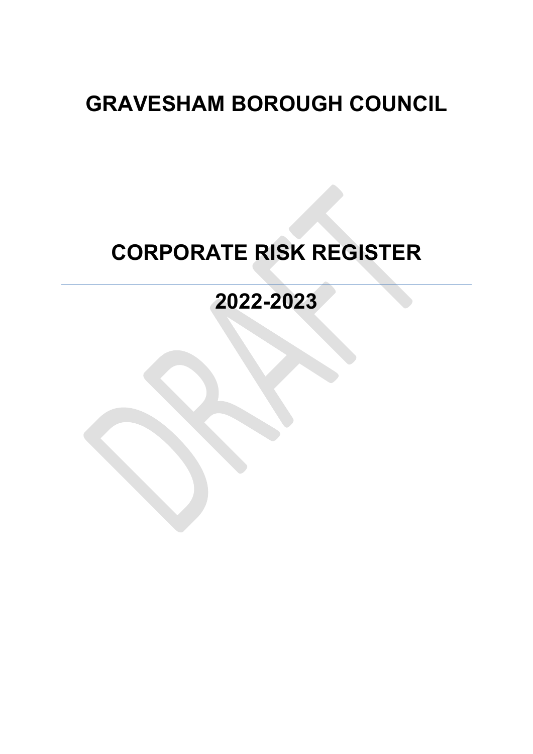# GRAVESHAM BOROUGH COUNCIL

# CORPORATE RISK REGISTER

---

## 2022-2023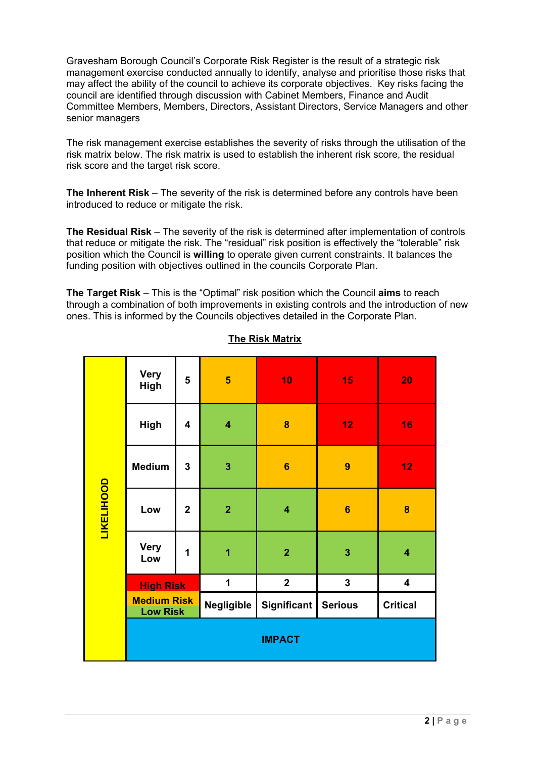Gravesham Borough Council's Corporate Risk Register is the result of a strategic risk management exercise conducted annually to identify, analyse and prioritise those risks that may affect the ability of the council to achieve its corporate objectives. Key risks facing the council are identified through discussion with Cabinet Members, Finance and Audit Committee Members, Members, Directors, Assistant Directors, Service Managers and other senior managers

The risk management exercise establishes the severity of risks through the utilisation of the risk matrix below. The risk matrix is used to establish the inherent risk score, the residual risk score and the target risk score.

**The Inherent Risk** – The severity of the risk is determined before any controls have been introduced to reduce or mitigate the risk.

**The Residual Risk** – The severity of the risk is determined after implementation of controls that reduce or mitigate the risk. The "residual" risk position is effectively the "tolerable" risk position which the Council is **willing** to operate given current constraints. It balances the funding position with objectives outlined in the councils Corporate Plan.

**The Target Risk** – This is the "Optimal" risk position which the Council **aims** to reach through a combination of both improvements in existing controls and the introduction of new ones. This is informed by the Councils objectives detailed in the Corporate Plan.

**The Risk Matrix**

| LIKELIHOOD | | | | | | |
|---|---|---|---|---|---|---|
| | Very High | 5 | 5 | 10 | 15 | 20 |
| | High | 4 | 4 | 8 | 12 | 16 |
| | Medium | 3 | 3 | 6 | 9 | 12 |
| | Low | 2 | 2 | 4 | 6 | 8 |
| | Very Low | 1 | 1 | 2 | 3 | 4 |
| | High Risk / Medium Risk / Low Risk | | 1 | 2 | 3 | 4 |
| | | | Negligible | Significant | Serious | Critical |
| | IMPACT | | | | | |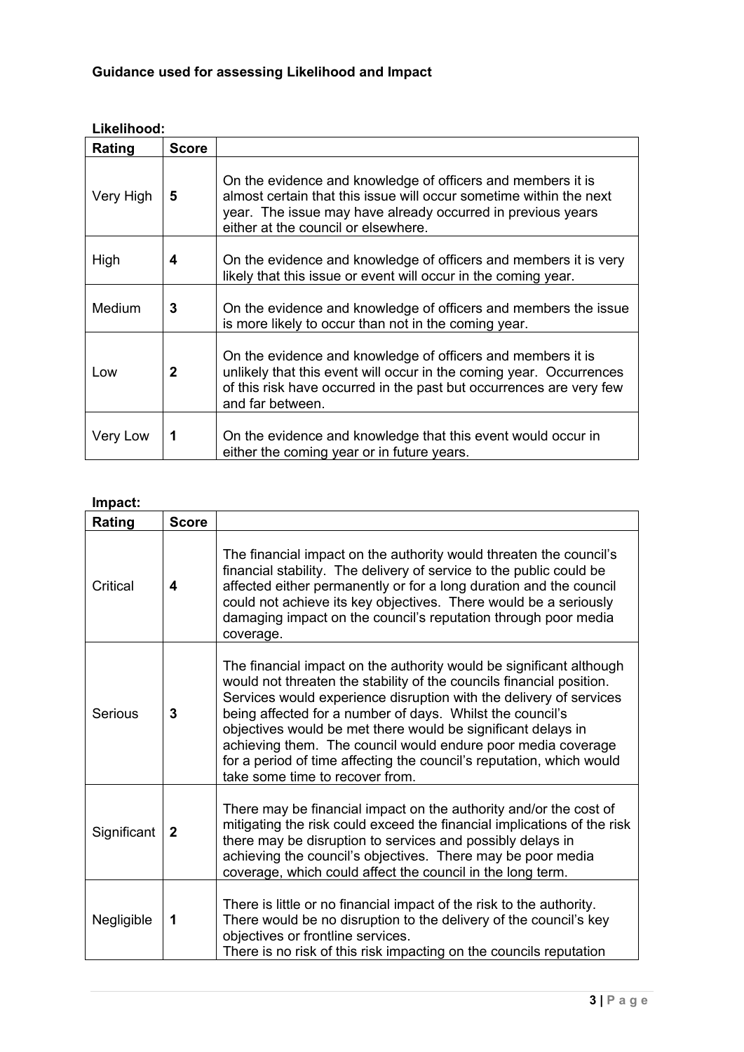**Guidance used for assessing Likelihood and Impact**

**Likelihood:**

| Rating | Score | |
|---|---|---|
| Very High | **5** | On the evidence and knowledge of officers and members it is almost certain that this issue will occur sometime within the next year. The issue may have already occurred in previous years either at the council or elsewhere. |
| High | **4** | On the evidence and knowledge of officers and members it is very likely that this issue or event will occur in the coming year. |
| Medium | **3** | On the evidence and knowledge of officers and members the issue is more likely to occur than not in the coming year. |
| Low | **2** | On the evidence and knowledge of officers and members it is unlikely that this event will occur in the coming year. Occurrences of this risk have occurred in the past but occurrences are very few and far between. |
| Very Low | **1** | On the evidence and knowledge that this event would occur in either the coming year or in future years. |

**Impact:**

| Rating | Score | |
|---|---|---|
| Critical | **4** | The financial impact on the authority would threaten the council's financial stability. The delivery of service to the public could be affected either permanently or for a long duration and the council could not achieve its key objectives. There would be a seriously damaging impact on the council's reputation through poor media coverage. |
| Serious | **3** | The financial impact on the authority would be significant although would not threaten the stability of the councils financial position. Services would experience disruption with the delivery of services being affected for a number of days. Whilst the council's objectives would be met there would be significant delays in achieving them. The council would endure poor media coverage for a period of time affecting the council's reputation, which would take some time to recover from. |
| Significant | **2** | There may be financial impact on the authority and/or the cost of mitigating the risk could exceed the financial implications of the risk there may be disruption to services and possibly delays in achieving the council's objectives. There may be poor media coverage, which could affect the council in the long term. |
| Negligible | **1** | There is little or no financial impact of the risk to the authority. There would be no disruption to the delivery of the council's key objectives or frontline services. There is no risk of this risk impacting on the councils reputation |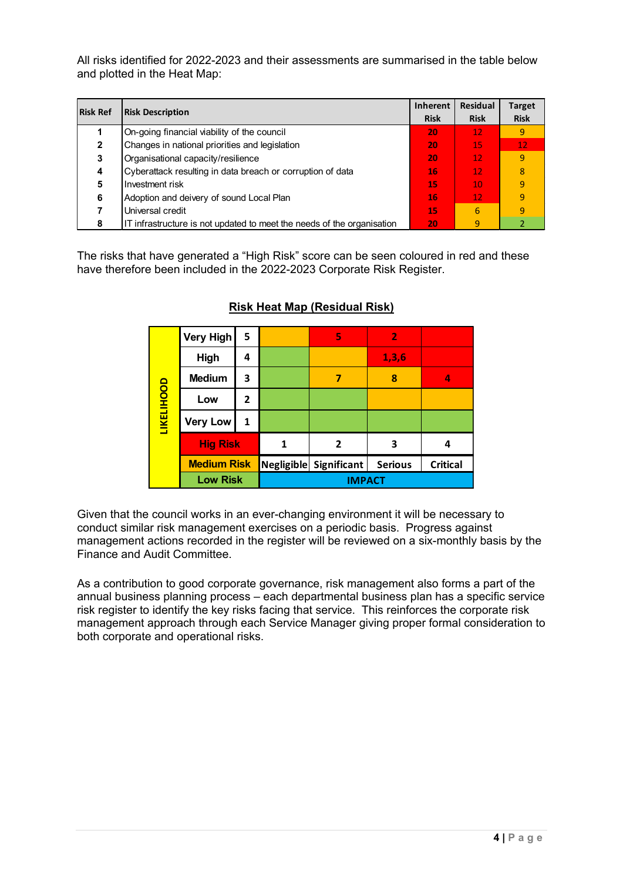All risks identified for 2022-2023 and their assessments are summarised in the table below and plotted in the Heat Map:

| Risk Ref | Risk Description | Inherent Risk | Residual Risk | Target Risk |
|---|---|---|---|---|
| 1 | On-going financial viability of the council | 20 | 12 | 9 |
| 2 | Changes in national priorities and legislation | 20 | 15 | 12 |
| 3 | Organisational capacity/resilience | 20 | 12 | 9 |
| 4 | Cyberattack resulting in data breach or corruption of data | 16 | 12 | 8 |
| 5 | Investment risk | 15 | 10 | 9 |
| 6 | Adoption and deivery of sound Local Plan | 16 | 12 | 9 |
| 7 | Universal credit | 15 | 6 | 9 |
| 8 | IT infrastructure is not updated to meet the needs of the organisation | 20 | 9 | 2 |

The risks that have generated a "High Risk" score can be seen coloured in red and these have therefore been included in the 2022-2023 Corporate Risk Register.

**Risk Heat Map (Residual Risk)**

| LIKELIHOOD | | | | | | |
|---|---|---|---|---|---|---|
| | Very High | 5 | | 5 | 2 | |
| | High | 4 | | | 1,3,6 | |
| | Medium | 3 | | 7 | 8 | 4 |
| | Low | 2 | | | | |
| | Very Low | 1 | | | | |
| | Hig Risk | | 1 | 2 | 3 | 4 |
| | Medium Risk | | Negligible | Significant | Serious | Critical |
| | Low Risk | | IMPACT | | | |

Given that the council works in an ever-changing environment it will be necessary to conduct similar risk management exercises on a periodic basis. Progress against management actions recorded in the register will be reviewed on a six-monthly basis by the Finance and Audit Committee.

As a contribution to good corporate governance, risk management also forms a part of the annual business planning process – each departmental business plan has a specific service risk register to identify the key risks facing that service. This reinforces the corporate risk management approach through each Service Manager giving proper formal consideration to both corporate and operational risks.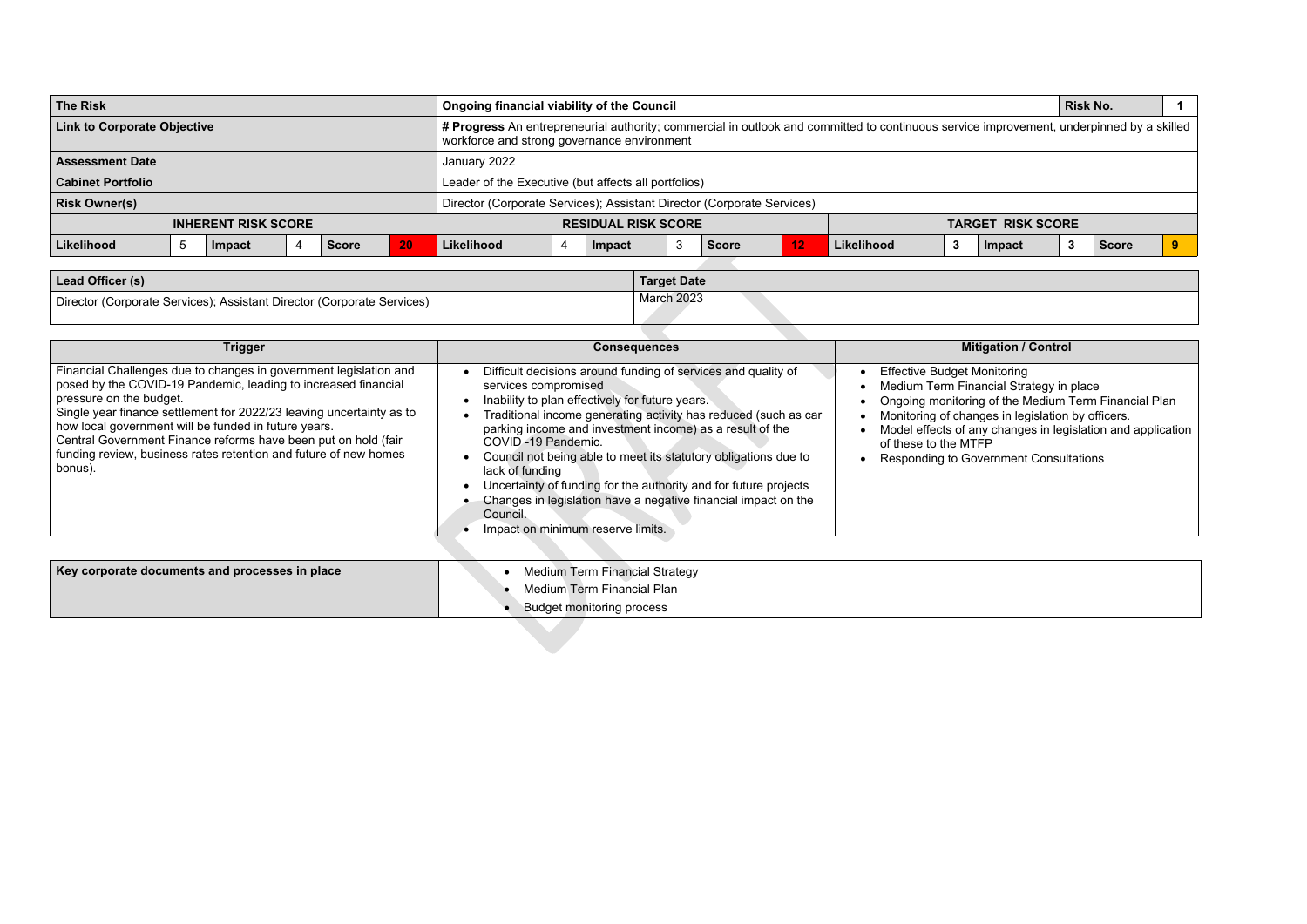| The Risk | | | | | | Ongoing financial viability of the Council | | | | | | | | | | Risk No. | 1 |
|---|---|---|---|---|---|---|---|---|---|---|---|---|---|---|---|---|---|
| Link to Corporate Objective | | | | | | **# Progress** An entrepreneurial authority; commercial in outlook and committed to continuous service improvement, underpinned by a skilled workforce and strong governance environment | | | | | | | | | | | |
| Assessment Date | | | | | | January 2022 | | | | | | | | | | | |
| Cabinet Portfolio | | | | | | Leader of the Executive (but affects all portfolios) | | | | | | | | | | | |
| Risk Owner(s) | | | | | | Director (Corporate Services); Assistant Director (Corporate Services) | | | | | | | | | | | |
| **INHERENT RISK SCORE** | | | | | | **RESIDUAL RISK SCORE** | | | | | | **TARGET RISK SCORE** | | | | | |
| Likelihood | 5 | Impact | 4 | Score | 20 | Likelihood | 4 | Impact | 3 | Score | 12 | Likelihood | 3 | Impact | 3 | Score | 9 |

| Lead Officer (s) | Target Date |
|---|---|
| Director (Corporate Services); Assistant Director (Corporate Services) | March 2023 |

| Trigger | Consequences | Mitigation / Control |
|---|---|---|
| Financial Challenges due to changes in government legislation and posed by the COVID-19 Pandemic, leading to increased financial pressure on the budget.<br>Single year finance settlement for 2022/23 leaving uncertainty as to how local government will be funded in future years.<br>Central Government Finance reforms have been put on hold (fair funding review, business rates retention and future of new homes bonus). | • Difficult decisions around funding of services and quality of services compromised<br>• Inability to plan effectively for future years.<br>• Traditional income generating activity has reduced (such as car parking income and investment income) as a result of the COVID -19 Pandemic.<br>• Council not being able to meet its statutory obligations due to lack of funding<br>• Uncertainty of funding for the authority and for future projects<br>• Changes in legislation have a negative financial impact on the Council.<br>• Impact on minimum reserve limits. | • Effective Budget Monitoring<br>• Medium Term Financial Strategy in place<br>• Ongoing monitoring of the Medium Term Financial Plan<br>• Monitoring of changes in legislation by officers.<br>• Model effects of any changes in legislation and application of these to the MTFP<br>• Responding to Government Consultations |

| Key corporate documents and processes in place | • Medium Term Financial Strategy<br>• Medium Term Financial Plan<br>• Budget monitoring process |
|---|---|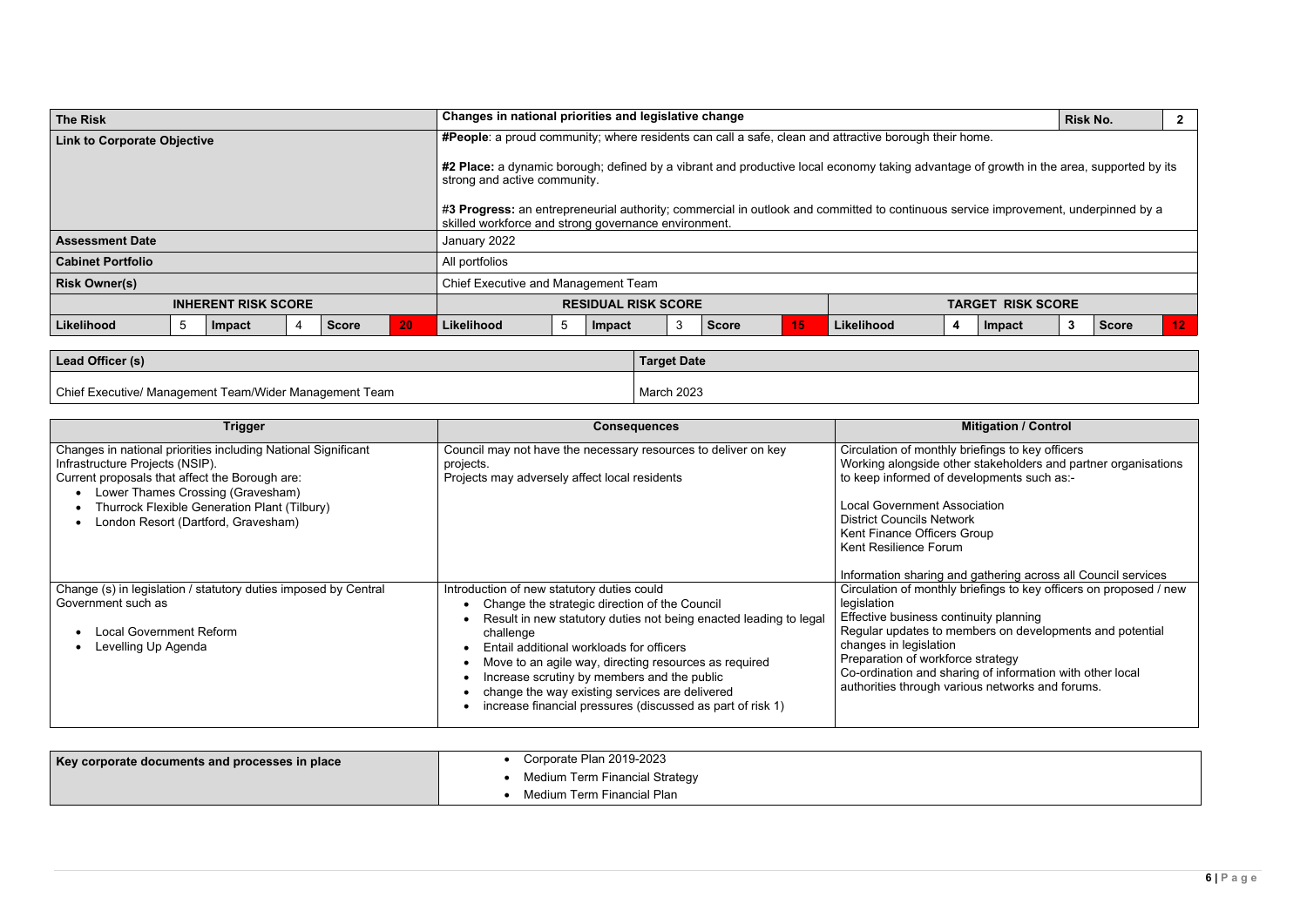| The Risk | | | | | | Changes in national priorities and legislative change | | | | | | | | | | | Risk No. | 2 |
|---|---|---|---|---|---|---|---|---|---|---|---|---|---|---|---|---|---|---|
| Link to Corporate Objective | | | | | | **#People**: a proud community; where residents can call a safe, clean and attractive borough their home.<br><br>**#2 Place:** a dynamic borough; defined by a vibrant and productive local economy taking advantage of growth in the area, supported by its strong and active community.<br><br>#3 **Progress:** an entrepreneurial authority; commercial in outlook and committed to continuous service improvement, underpinned by a skilled workforce and strong governance environment. | | | | | | | | | | | | |
| Assessment Date | | | | | | January 2022 | | | | | | | | | | | | |
| Cabinet Portfolio | | | | | | All portfolios | | | | | | | | | | | | |
| Risk Owner(s) | | | | | | Chief Executive and Management Team | | | | | | | | | | | | |
| INHERENT RISK SCORE | | | | | | RESIDUAL RISK SCORE | | | | | | TARGET RISK SCORE | | | | | | |
| Likelihood | 5 | Impact | 4 | Score | 20 | Likelihood | 5 | Impact | 3 | Score | 15 | Likelihood | 4 | Impact | 3 | Score | 12 | |

| Lead Officer (s) | Target Date |
|---|---|
| Chief Executive/ Management Team/Wider Management Team | March 2023 |

| Trigger | Consequences | Mitigation / Control |
|---|---|---|
| Changes in national priorities including National Significant Infrastructure Projects (NSIP).<br>Current proposals that affect the Borough are:<br>• Lower Thames Crossing (Gravesham)<br>• Thurrock Flexible Generation Plant (Tilbury)<br>• London Resort (Dartford, Gravesham) | Council may not have the necessary resources to deliver on key projects.<br>Projects may adversely affect local residents | Circulation of monthly briefings to key officers<br>Working alongside other stakeholders and partner organisations to keep informed of developments such as:-<br><br>Local Government Association<br>District Councils Network<br>Kent Finance Officers Group<br>Kent Resilience Forum<br><br>Information sharing and gathering across all Council services |
| Change (s) in legislation / statutory duties imposed by Central Government such as<br><br>• Local Government Reform<br>• Levelling Up Agenda | Introduction of new statutory duties could<br>• Change the strategic direction of the Council<br>• Result in new statutory duties not being enacted leading to legal challenge<br>• Entail additional workloads for officers<br>• Move to an agile way, directing resources as required<br>• Increase scrutiny by members and the public<br>• change the way existing services are delivered<br>• increase financial pressures (discussed as part of risk 1) | Circulation of monthly briefings to key officers on proposed / new legislation<br>Effective business continuity planning<br>Regular updates to members on developments and potential changes in legislation<br>Preparation of workforce strategy<br>Co-ordination and sharing of information with other local authorities through various networks and forums. |

| Key corporate documents and processes in place | • Corporate Plan 2019-2023<br>• Medium Term Financial Strategy<br>• Medium Term Financial Plan |
|---|---|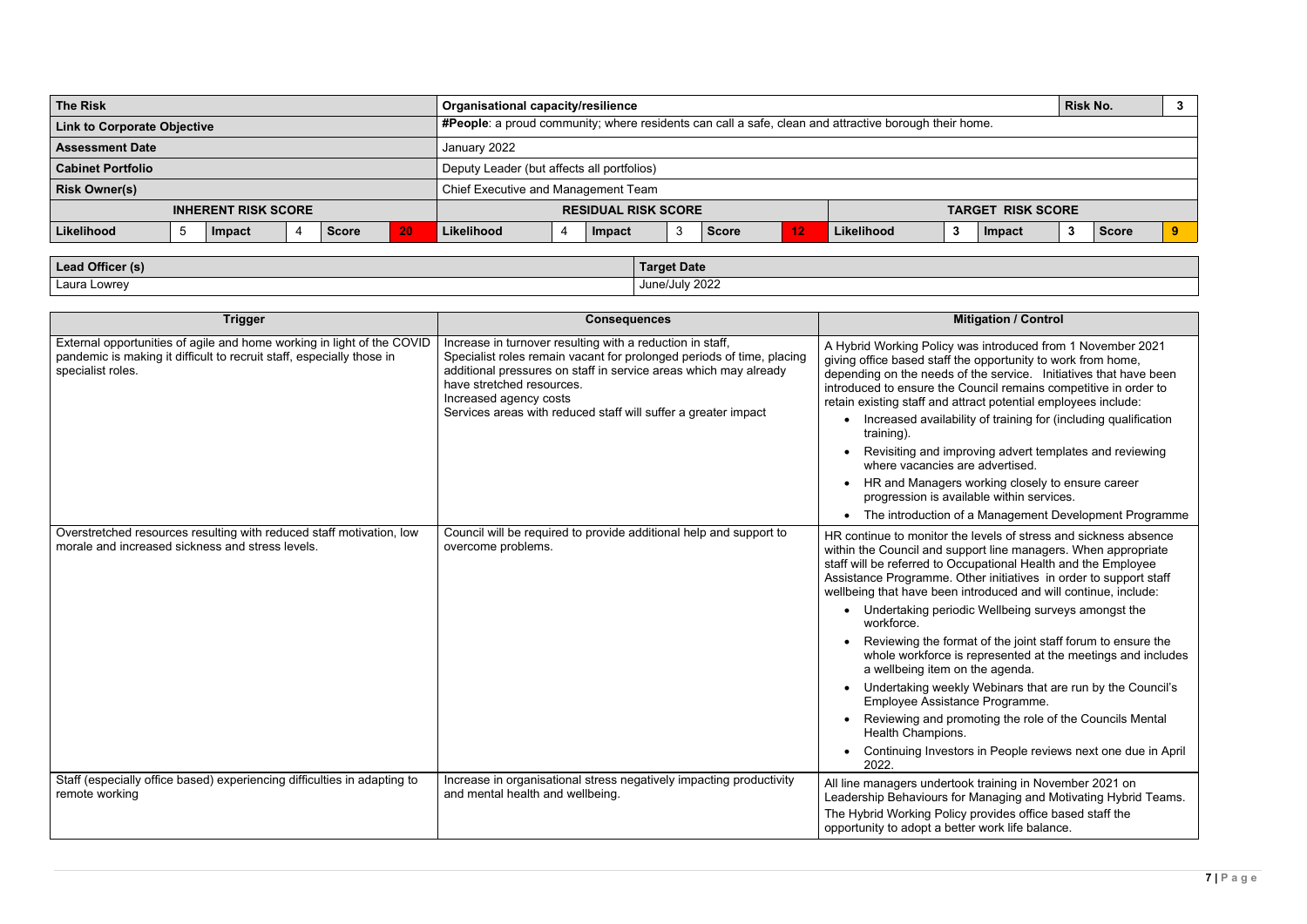| The Risk | | | | | | Organisational capacity/resilience | | | | | | | | | | Risk No. | 3 |
|---|---|---|---|---|---|---|---|---|---|---|---|---|---|---|---|---|---|
| **Link to Corporate Objective** | | | | | | **#People**: a proud community; where residents can call a safe, clean and attractive borough their home. | | | | | | | | | | | |
| **Assessment Date** | | | | | | January 2022 | | | | | | | | | | | |
| **Cabinet Portfolio** | | | | | | Deputy Leader (but affects all portfolios) | | | | | | | | | | | |
| **Risk Owner(s)** | | | | | | Chief Executive and Management Team | | | | | | | | | | | |
| **INHERENT RISK SCORE** | | | | | | **RESIDUAL RISK SCORE** | | | | | | **TARGET RISK SCORE** | | | | | |
| **Likelihood** | 5 | **Impact** | 4 | **Score** | 20 | **Likelihood** | 4 | **Impact** | 3 | **Score** | 12 | **Likelihood** | 3 | **Impact** | 3 | **Score** | 9 |

| Lead Officer (s) | Target Date |
|---|---|
| Laura Lowrey | June/July 2022 |

| Trigger | Consequences | Mitigation / Control |
|---|---|---|
| External opportunities of agile and home working in light of the COVID pandemic is making it difficult to recruit staff, especially those in specialist roles. | Increase in turnover resulting with a reduction in staff,<br>Specialist roles remain vacant for prolonged periods of time, placing additional pressures on staff in service areas which may already have stretched resources.<br>Increased agency costs<br>Services areas with reduced staff will suffer a greater impact | A Hybrid Working Policy was introduced from 1 November 2021 giving office based staff the opportunity to work from home, depending on the needs of the service. Initiatives that have been introduced to ensure the Council remains competitive in order to retain existing staff and attract potential employees include:<br>• Increased availability of training for (including qualification training).<br>• Revisiting and improving advert templates and reviewing where vacancies are advertised.<br>• HR and Managers working closely to ensure career progression is available within services.<br>• The introduction of a Management Development Programme |
| Overstretched resources resulting with reduced staff motivation, low morale and increased sickness and stress levels. | Council will be required to provide additional help and support to overcome problems. | HR continue to monitor the levels of stress and sickness absence within the Council and support line managers. When appropriate staff will be referred to Occupational Health and the Employee Assistance Programme. Other initiatives in order to support staff wellbeing that have been introduced and will continue, include:<br>• Undertaking periodic Wellbeing surveys amongst the workforce.<br>• Reviewing the format of the joint staff forum to ensure the whole workforce is represented at the meetings and includes a wellbeing item on the agenda.<br>• Undertaking weekly Webinars that are run by the Council's Employee Assistance Programme.<br>• Reviewing and promoting the role of the Councils Mental Health Champions.<br>• Continuing Investors in People reviews next one due in April 2022. |
| Staff (especially office based) experiencing difficulties in adapting to remote working | Increase in organisational stress negatively impacting productivity and mental health and wellbeing. | All line managers undertook training in November 2021 on Leadership Behaviours for Managing and Motivating Hybrid Teams.<br>The Hybrid Working Policy provides office based staff the opportunity to adopt a better work life balance. |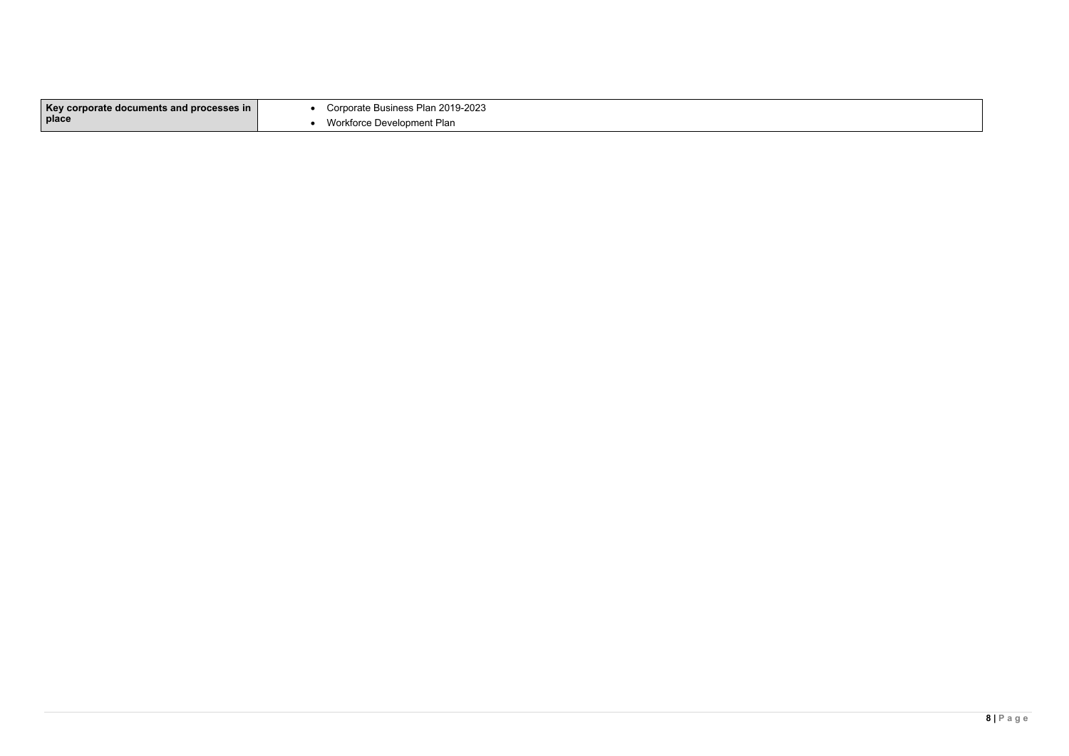| Key corporate documents and processes in place | • Corporate Business Plan 2019-2023<br>• Workforce Development Plan |
|---|---|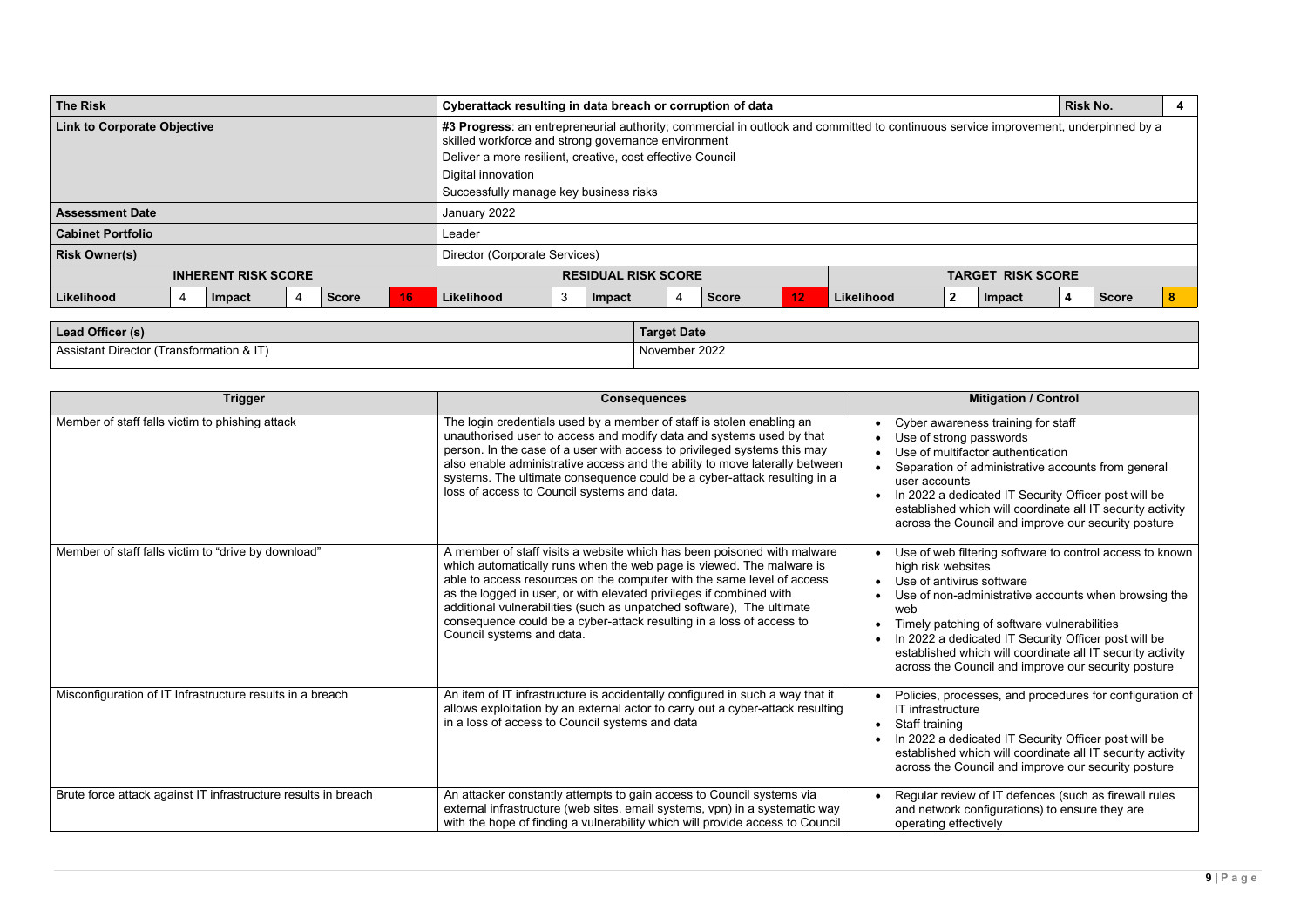| The Risk | | | | | | Cyberattack resulting in data breach or corruption of data | | | | | | | | | | Risk No. | 4 |
|---|---|---|---|---|---|---|---|---|---|---|---|---|---|---|---|---|---|
| Link to Corporate Objective | | | | | | **#3 Progress**: an entrepreneurial authority; commercial in outlook and committed to continuous service improvement, underpinned by a skilled workforce and strong governance environment<br>Deliver a more resilient, creative, cost effective Council<br>Digital innovation<br>Successfully manage key business risks | | | | | | | | | | | |
| Assessment Date | | | | | | January 2022 | | | | | | | | | | | |
| Cabinet Portfolio | | | | | | Leader | | | | | | | | | | | |
| Risk Owner(s) | | | | | | Director (Corporate Services) | | | | | | | | | | | |
| INHERENT RISK SCORE | | | | | | RESIDUAL RISK SCORE | | | | | | TARGET RISK SCORE | | | | | |
| Likelihood | 4 | Impact | 4 | Score | 16 | Likelihood | 3 | Impact | 4 | Score | 12 | Likelihood | 2 | Impact | 4 | Score | 8 |

| Lead Officer (s) | Target Date |
|---|---|
| Assistant Director (Transformation & IT) | November 2022 |

| Trigger | Consequences | Mitigation / Control |
|---|---|---|
| Member of staff falls victim to phishing attack | The login credentials used by a member of staff is stolen enabling an unauthorised user to access and modify data and systems used by that person. In the case of a user with access to privileged systems this may also enable administrative access and the ability to move laterally between systems. The ultimate consequence could be a cyber-attack resulting in a loss of access to Council systems and data. | • Cyber awareness training for staff<br>• Use of strong passwords<br>• Use of multifactor authentication<br>• Separation of administrative accounts from general user accounts<br>• In 2022 a dedicated IT Security Officer post will be established which will coordinate all IT security activity across the Council and improve our security posture |
| Member of staff falls victim to "drive by download" | A member of staff visits a website which has been poisoned with malware which automatically runs when the web page is viewed. The malware is able to access resources on the computer with the same level of access as the logged in user, or with elevated privileges if combined with additional vulnerabilities (such as unpatched software), The ultimate consequence could be a cyber-attack resulting in a loss of access to Council systems and data. | • Use of web filtering software to control access to known high risk websites<br>• Use of antivirus software<br>• Use of non-administrative accounts when browsing the web<br>• Timely patching of software vulnerabilities<br>• In 2022 a dedicated IT Security Officer post will be established which will coordinate all IT security activity across the Council and improve our security posture |
| Misconfiguration of IT Infrastructure results in a breach | An item of IT infrastructure is accidentally configured in such a way that it allows exploitation by an external actor to carry out a cyber-attack resulting in a loss of access to Council systems and data | • Policies, processes, and procedures for configuration of IT infrastructure<br>• Staff training<br>• In 2022 a dedicated IT Security Officer post will be established which will coordinate all IT security activity across the Council and improve our security posture |
| Brute force attack against IT infrastructure results in breach | An attacker constantly attempts to gain access to Council systems via external infrastructure (web sites, email systems, vpn) in a systematic way with the hope of finding a vulnerability which will provide access to Council | • Regular review of IT defences (such as firewall rules and network configurations) to ensure they are operating effectively |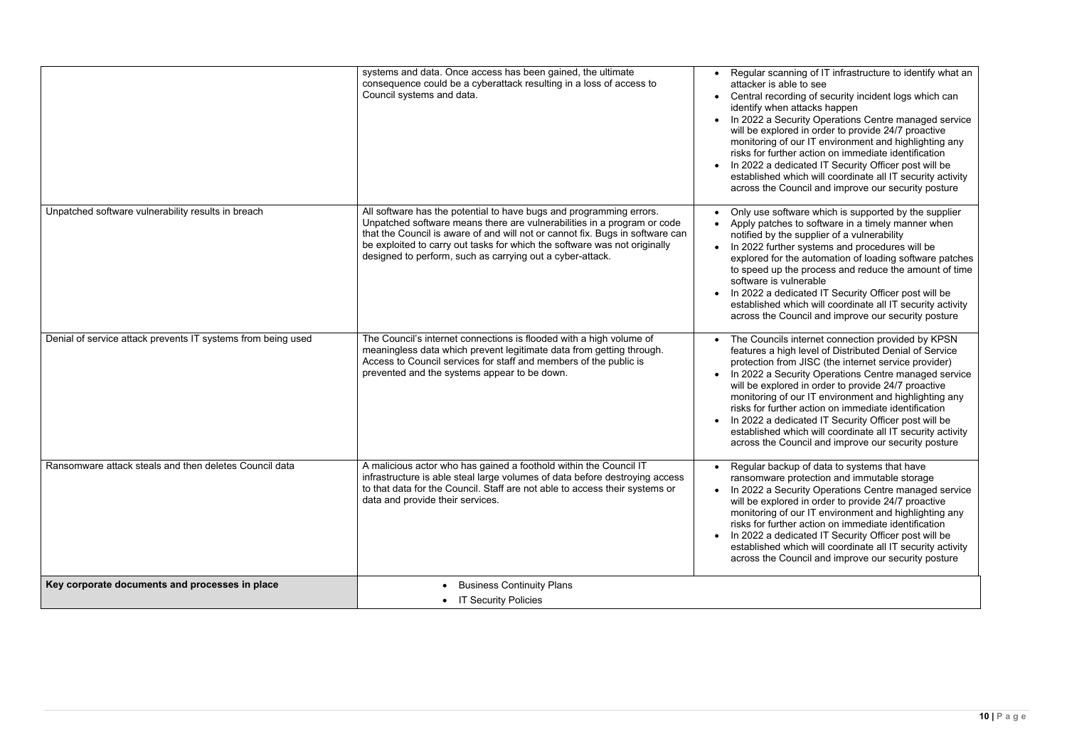| | | |
|---|---|---|
| | systems and data. Once access has been gained, the ultimate consequence could be a cyberattack resulting in a loss of access to Council systems and data. | • Regular scanning of IT infrastructure to identify what an attacker is able to see<br>• Central recording of security incident logs which can identify when attacks happen<br>• In 2022 a Security Operations Centre managed service will be explored in order to provide 24/7 proactive monitoring of our IT environment and highlighting any risks for further action on immediate identification<br>• In 2022 a dedicated IT Security Officer post will be established which will coordinate all IT security activity across the Council and improve our security posture |
| Unpatched software vulnerability results in breach | All software has the potential to have bugs and programming errors. Unpatched software means there are vulnerabilities in a program or code that the Council is aware of and will not or cannot fix. Bugs in software can be exploited to carry out tasks for which the software was not originally designed to perform, such as carrying out a cyber-attack. | • Only use software which is supported by the supplier<br>• Apply patches to software in a timely manner when notified by the supplier of a vulnerability<br>• In 2022 further systems and procedures will be explored for the automation of loading software patches to speed up the process and reduce the amount of time software is vulnerable<br>• In 2022 a dedicated IT Security Officer post will be established which will coordinate all IT security activity across the Council and improve our security posture |
| Denial of service attack prevents IT systems from being used | The Council's internet connections is flooded with a high volume of meaningless data which prevent legitimate data from getting through. Access to Council services for staff and members of the public is prevented and the systems appear to be down. | • The Councils internet connection provided by KPSN features a high level of Distributed Denial of Service protection from JISC (the internet service provider)<br>• In 2022 a Security Operations Centre managed service will be explored in order to provide 24/7 proactive monitoring of our IT environment and highlighting any risks for further action on immediate identification<br>• In 2022 a dedicated IT Security Officer post will be established which will coordinate all IT security activity across the Council and improve our security posture |
| Ransomware attack steals and then deletes Council data | A malicious actor who has gained a foothold within the Council IT infrastructure is able steal large volumes of data before destroying access to that data for the Council. Staff are not able to access their systems or data and provide their services. | • Regular backup of data to systems that have ransomware protection and immutable storage<br>• In 2022 a Security Operations Centre managed service will be explored in order to provide 24/7 proactive monitoring of our IT environment and highlighting any risks for further action on immediate identification<br>• In 2022 a dedicated IT Security Officer post will be established which will coordinate all IT security activity across the Council and improve our security posture |
| **Key corporate documents and processes in place** | • Business Continuity Plans<br>• IT Security Policies | |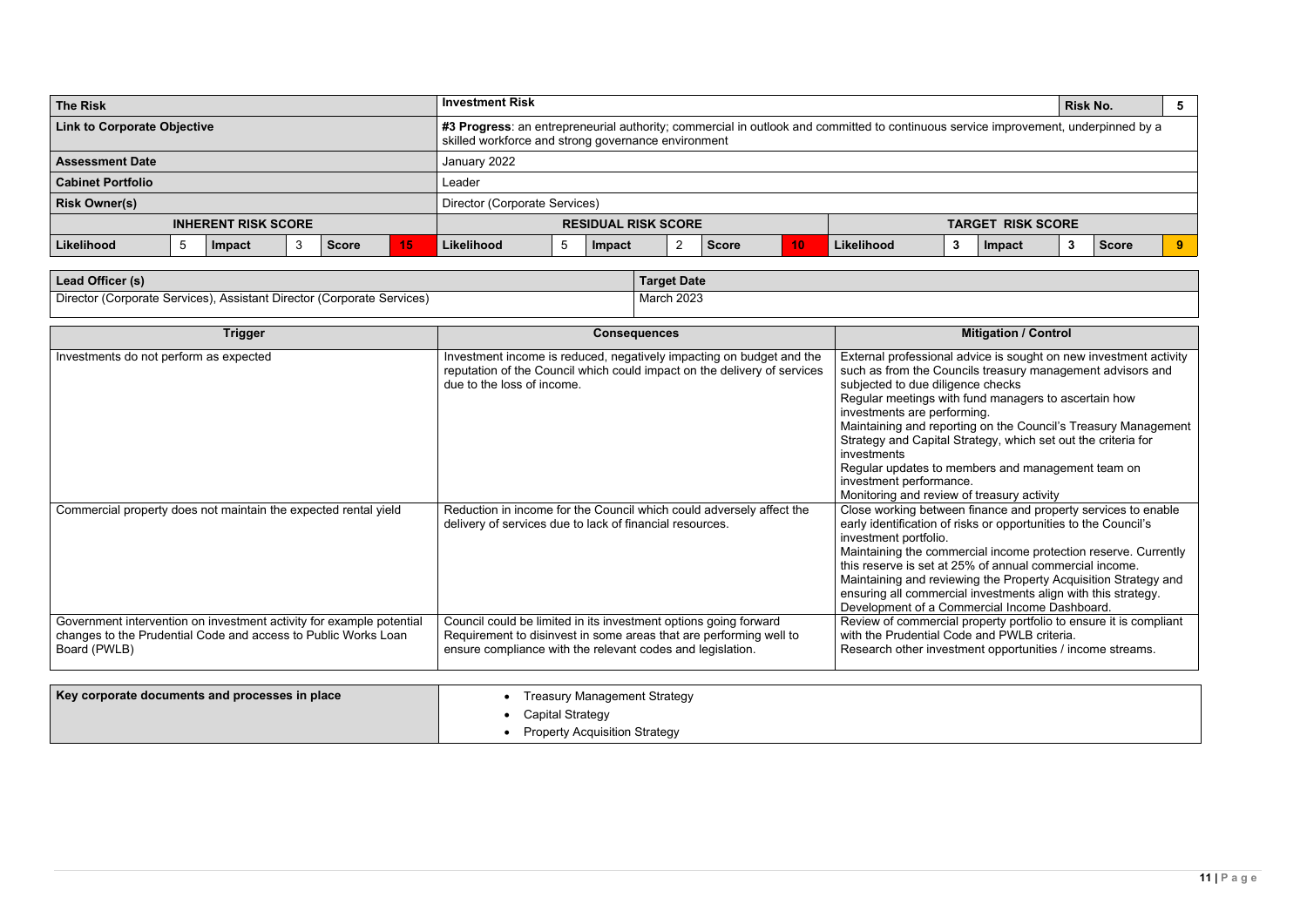| The Risk | | | | | | Investment Risk | | | | | | | | | | Risk No. | 5 |
|---|---|---|---|---|---|---|---|---|---|---|---|---|---|---|---|---|---|
| **Link to Corporate Objective** | | | | | | **#3 Progress**: an entrepreneurial authority; commercial in outlook and committed to continuous service improvement, underpinned by a skilled workforce and strong governance environment | | | | | | | | | | | |
| **Assessment Date** | | | | | | January 2022 | | | | | | | | | | | |
| **Cabinet Portfolio** | | | | | | Leader | | | | | | | | | | | |
| **Risk Owner(s)** | | | | | | Director (Corporate Services) | | | | | | | | | | | |
| **INHERENT RISK SCORE** | | | | | | **RESIDUAL RISK SCORE** | | | | | | **TARGET RISK SCORE** | | | | | |
| **Likelihood** | 5 | **Impact** | 3 | **Score** | 15 | **Likelihood** | 5 | **Impact** | 2 | **Score** | 10 | **Likelihood** | 3 | **Impact** | 3 | **Score** | 9 |

| Lead Officer (s) | Target Date |
|---|---|
| Director (Corporate Services), Assistant Director (Corporate Services) | March 2023 |

| Trigger | Consequences | Mitigation / Control |
|---|---|---|
| Investments do not perform as expected | Investment income is reduced, negatively impacting on budget and the reputation of the Council which could impact on the delivery of services due to the loss of income. | External professional advice is sought on new investment activity such as from the Councils treasury management advisors and subjected to due diligence checks<br>Regular meetings with fund managers to ascertain how investments are performing.<br>Maintaining and reporting on the Council's Treasury Management Strategy and Capital Strategy, which set out the criteria for investments<br>Regular updates to members and management team on investment performance.<br>Monitoring and review of treasury activity |
| Commercial property does not maintain the expected rental yield | Reduction in income for the Council which could adversely affect the delivery of services due to lack of financial resources. | Close working between finance and property services to enable early identification of risks or opportunities to the Council's investment portfolio.<br>Maintaining the commercial income protection reserve. Currently this reserve is set at 25% of annual commercial income.<br>Maintaining and reviewing the Property Acquisition Strategy and ensuring all commercial investments align with this strategy.<br>Development of a Commercial Income Dashboard. |
| Government intervention on investment activity for example potential changes to the Prudential Code and access to Public Works Loan Board (PWLB) | Council could be limited in its investment options going forward<br>Requirement to disinvest in some areas that are performing well to ensure compliance with the relevant codes and legislation. | Review of commercial property portfolio to ensure it is compliant with the Prudential Code and PWLB criteria.<br>Research other investment opportunities / income streams. |

| Key corporate documents and processes in place | |
|---|---|
| | • Treasury Management Strategy<br>• Capital Strategy<br>• Property Acquisition Strategy |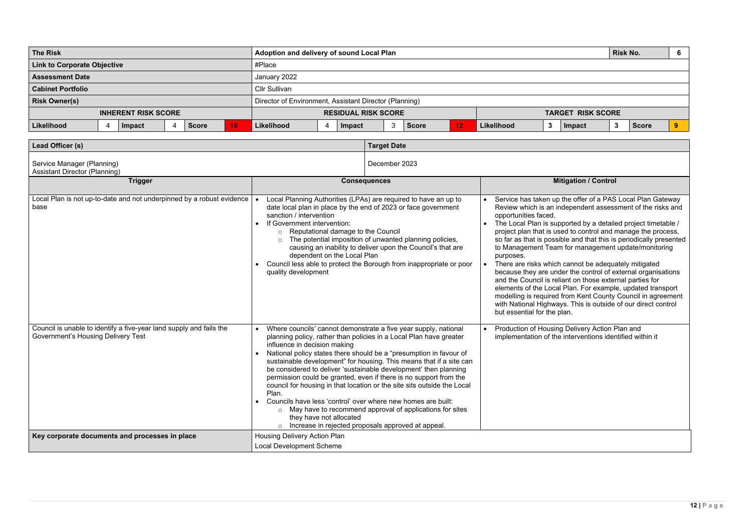| The Risk | | | | | | Adoption and delivery of sound Local Plan | | | | | | | | | | Risk No. | 6 |
|---|---|---|---|---|---|---|---|---|---|---|---|---|---|---|---|---|---|
| Link to Corporate Objective | | | | | | #Place | | | | | | | | | | | |
| Assessment Date | | | | | | January 2022 | | | | | | | | | | | |
| Cabinet Portfolio | | | | | | Cllr Sullivan | | | | | | | | | | | |
| Risk Owner(s) | | | | | | Director of Environment, Assistant Director (Planning) | | | | | | | | | | | |
| INHERENT RISK SCORE | | | | | | RESIDUAL RISK SCORE | | | | | | TARGET RISK SCORE | | | | | |
| Likelihood | 4 | Impact | 4 | Score | 16 | Likelihood | 4 | Impact | 3 | Score | 12 | Likelihood | 3 | Impact | 3 | Score | 9 |

| Lead Officer (s) | Target Date |
|---|---|
| Service Manager (Planning)<br>Assistant Director (Planning) | December 2023 |

| Trigger | Consequences | Mitigation / Control |
|---|---|---|
| Local Plan is not up-to-date and not underpinned by a robust evidence base | • Local Planning Authorities (LPAs) are required to have an up to date local plan in place by the end of 2023 or face government sanction / intervention<br>• If Government intervention:<br>  ○ Reputational damage to the Council<br>  ○ The potential imposition of unwanted planning policies, causing an inability to deliver upon the Council's that are dependent on the Local Plan<br>• Council less able to protect the Borough from inappropriate or poor quality development | • Service has taken up the offer of a PAS Local Plan Gateway Review which is an independent assessment of the risks and opportunities faced.<br>• The Local Plan is supported by a detailed project timetable / project plan that is used to control and manage the process, so far as that is possible and that this is periodically presented to Management Team for management update/monitoring purposes.<br>• There are risks which cannot be adequately mitigated because they are under the control of external organisations and the Council is reliant on those external parties for elements of the Local Plan. For example, updated transport modelling is required from Kent County Council in agreement with National Highways. This is outside of our direct control but essential for the plan. |
| Council is unable to identify a five-year land supply and fails the Government's Housing Delivery Test | • Where councils' cannot demonstrate a five year supply, national planning policy, rather than policies in a Local Plan have greater influence in decision making<br>• National policy states there should be a "presumption in favour of sustainable development" for housing. This means that if a site can be considered to deliver 'sustainable development' then planning permission could be granted, even if there is no support from the council for housing in that location or the site sits outside the Local Plan.<br>• Councils have less 'control' over where new homes are built:<br>  ○ May have to recommend approval of applications for sites they have not allocated<br>  ○ Increase in rejected proposals approved at appeal. | • Production of Housing Delivery Action Plan and implementation of the interventions identified within it |
| **Key corporate documents and processes in place** | Housing Delivery Action Plan<br>Local Development Scheme | |